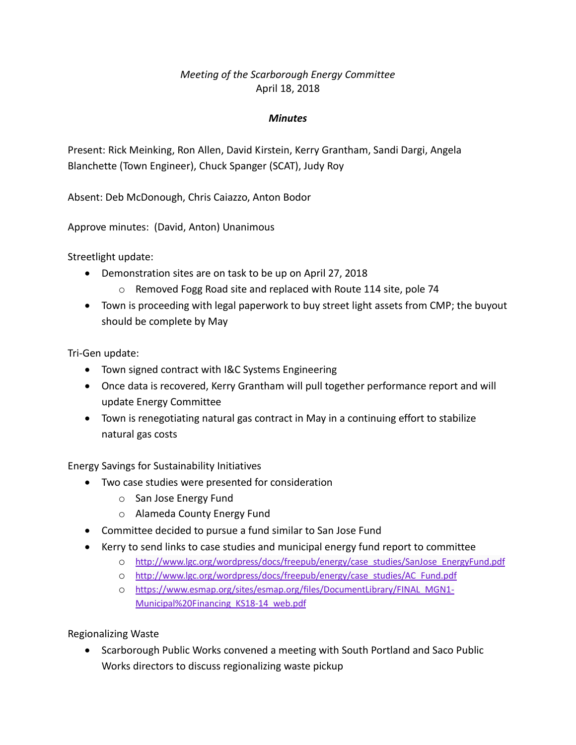*Meeting of the Scarborough Energy Committee*
April 18, 2018

***Minutes***

Present: Rick Meinking, Ron Allen, David Kirstein, Kerry Grantham, Sandi Dargi, Angela Blanchette (Town Engineer), Chuck Spanger (SCAT), Judy Roy

Absent: Deb McDonough, Chris Caiazzo, Anton Bodor

Approve minutes: (David, Anton) Unanimous

Streetlight update:

- Demonstration sites are on task to be up on April 27, 2018
  - Removed Fogg Road site and replaced with Route 114 site, pole 74
- Town is proceeding with legal paperwork to buy street light assets from CMP; the buyout should be complete by May

Tri-Gen update:

- Town signed contract with I&C Systems Engineering
- Once data is recovered, Kerry Grantham will pull together performance report and will update Energy Committee
- Town is renegotiating natural gas contract in May in a continuing effort to stabilize natural gas costs

Energy Savings for Sustainability Initiatives

- Two case studies were presented for consideration
  - San Jose Energy Fund
  - Alameda County Energy Fund
- Committee decided to pursue a fund similar to San Jose Fund
- Kerry to send links to case studies and municipal energy fund report to committee
  - http://www.lgc.org/wordpress/docs/freepub/energy/case_studies/SanJose_EnergyFund.pdf
  - http://www.lgc.org/wordpress/docs/freepub/energy/case_studies/AC_Fund.pdf
  - https://www.esmap.org/sites/esmap.org/files/DocumentLibrary/FINAL_MGN1-Municipal%20Financing_KS18-14_web.pdf

Regionalizing Waste

- Scarborough Public Works convened a meeting with South Portland and Saco Public Works directors to discuss regionalizing waste pickup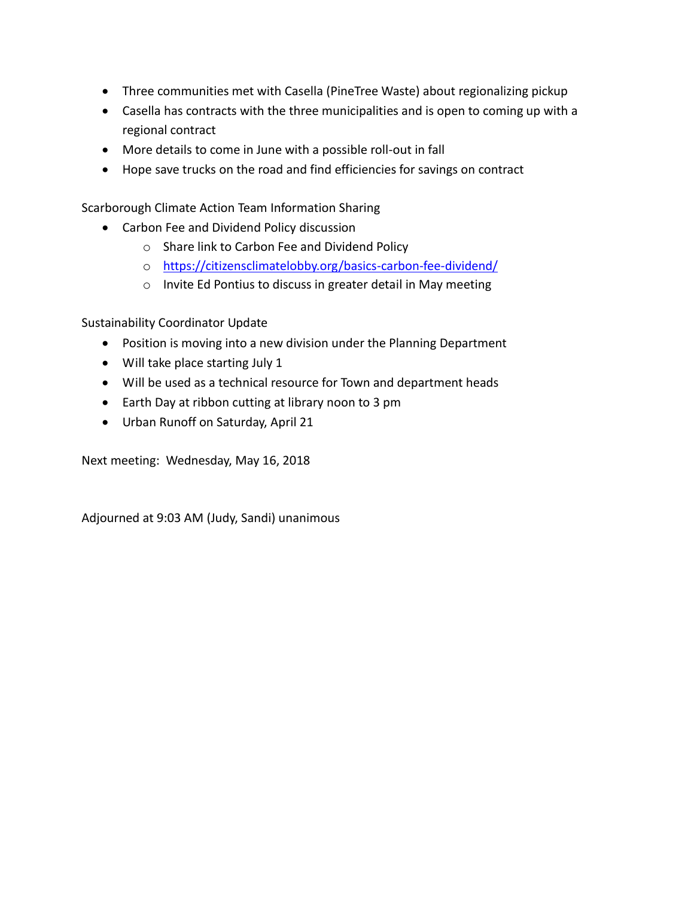- Three communities met with Casella (PineTree Waste) about regionalizing pickup
- Casella has contracts with the three municipalities and is open to coming up with a regional contract
- More details to come in June with a possible roll-out in fall
- Hope save trucks on the road and find efficiencies for savings on contract

Scarborough Climate Action Team Information Sharing

- Carbon Fee and Dividend Policy discussion
  - Share link to Carbon Fee and Dividend Policy
  - https://citizensclimatelobby.org/basics-carbon-fee-dividend/
  - Invite Ed Pontius to discuss in greater detail in May meeting

Sustainability Coordinator Update

- Position is moving into a new division under the Planning Department
- Will take place starting July 1
- Will be used as a technical resource for Town and department heads
- Earth Day at ribbon cutting at library noon to 3 pm
- Urban Runoff on Saturday, April 21

Next meeting: Wednesday, May 16, 2018

Adjourned at 9:03 AM (Judy, Sandi) unanimous